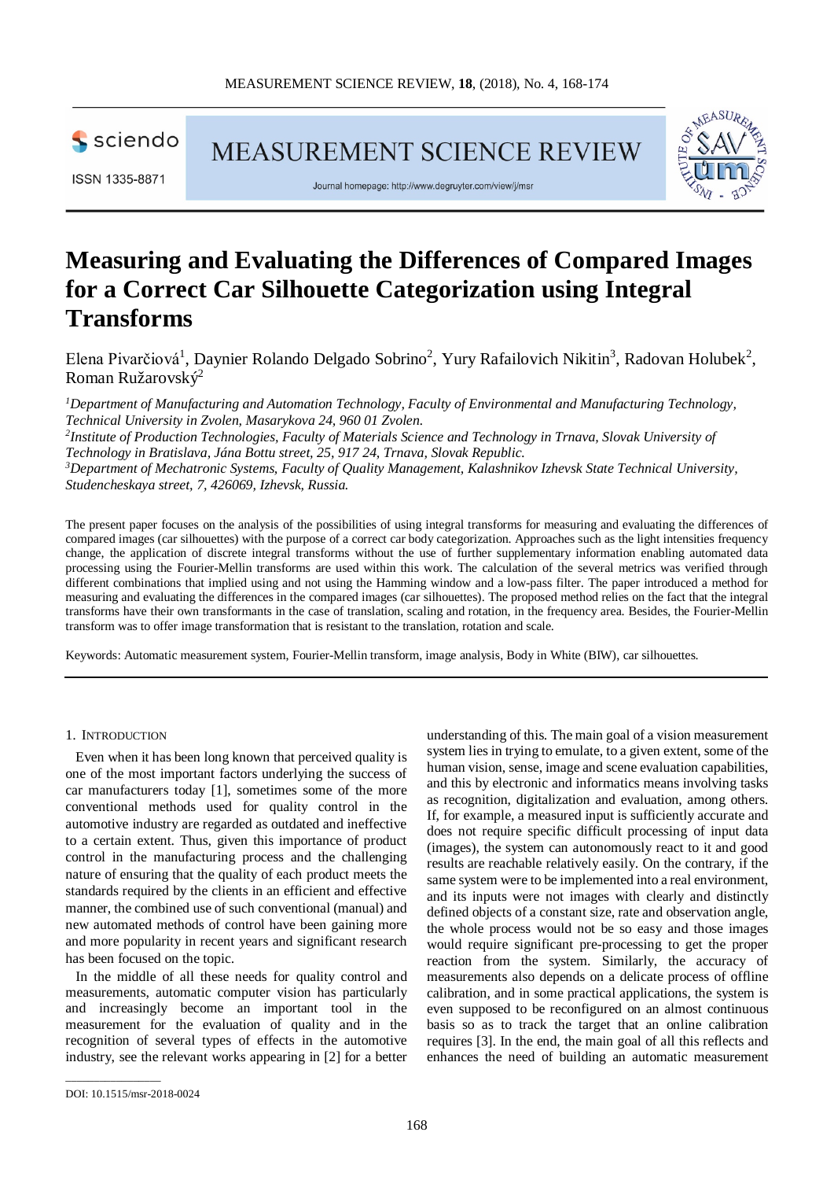# Measuring and Evaluating the Differences of Compared Images for a Correct Car Silhouette Categorization using Integral Transforms

Elena Pivarčiová[1], Daynier Rolando Delgado Sobrino[2], Yury Rafailovich Nikitin[3], Radovan Holubek[2], Roman Ružarovský[2]

*[1]Department of Manufacturing and Automation Technology, Faculty of Environmental and Manufacturing Technology, Technical University in Zvolen, Masarykova 24, 960 01 Zvolen.*
*[2]Institute of Production Technologies, Faculty of Materials Science and Technology in Trnava, Slovak University of Technology in Bratislava, Jána Bottu street, 25, 917 24, Trnava, Slovak Republic.*
*[3]Department of Mechatronic Systems, Faculty of Quality Management, Kalashnikov Izhevsk State Technical University, Studencheskaya street, 7, 426069, Izhevsk, Russia.*

The present paper focuses on the analysis of the possibilities of using integral transforms for measuring and evaluating the differences of compared images (car silhouettes) with the purpose of a correct car body categorization. Approaches such as the light intensities frequency change, the application of discrete integral transforms without the use of further supplementary information enabling automated data processing using the Fourier-Mellin transforms are used within this work. The calculation of the several metrics was verified through different combinations that implied using and not using the Hamming window and a low-pass filter. The paper introduced a method for measuring and evaluating the differences in the compared images (car silhouettes). The proposed method relies on the fact that the integral transforms have their own transformants in the case of translation, scaling and rotation, in the frequency area. Besides, the Fourier-Mellin transform was to offer image transformation that is resistant to the translation, rotation and scale.

Keywords: Automatic measurement system, Fourier-Mellin transform, image analysis, Body in White (BIW), car silhouettes.

## 1. Introduction

Even when it has been long known that perceived quality is one of the most important factors underlying the success of car manufacturers today [1], sometimes some of the more conventional methods used for quality control in the automotive industry are regarded as outdated and ineffective to a certain extent. Thus, given this importance of product control in the manufacturing process and the challenging nature of ensuring that the quality of each product meets the standards required by the clients in an efficient and effective manner, the combined use of such conventional (manual) and new automated methods of control have been gaining more and more popularity in recent years and significant research has been focused on the topic.

In the middle of all these needs for quality control and measurements, automatic computer vision has particularly and increasingly become an important tool in the measurement for the evaluation of quality and in the recognition of several types of effects in the automotive industry, see the relevant works appearing in [2] for a better understanding of this. The main goal of a vision measurement system lies in trying to emulate, to a given extent, some of the human vision, sense, image and scene evaluation capabilities, and this by electronic and informatics means involving tasks as recognition, digitalization and evaluation, among others. If, for example, a measured input is sufficiently accurate and does not require specific difficult processing of input data (images), the system can autonomously react to it and good results are reachable relatively easily. On the contrary, if the same system were to be implemented into a real environment, and its inputs were not images with clearly and distinctly defined objects of a constant size, rate and observation angle, the whole process would not be so easy and those images would require significant pre-processing to get the proper reaction from the system. Similarly, the accuracy of measurements also depends on a delicate process of offline calibration, and in some practical applications, the system is even supposed to be reconfigured on an almost continuous basis so as to track the target that an online calibration requires [3]. In the end, the main goal of all this reflects and enhances the need of building an automatic measurement

DOI: 10.1515/msr-2018-0024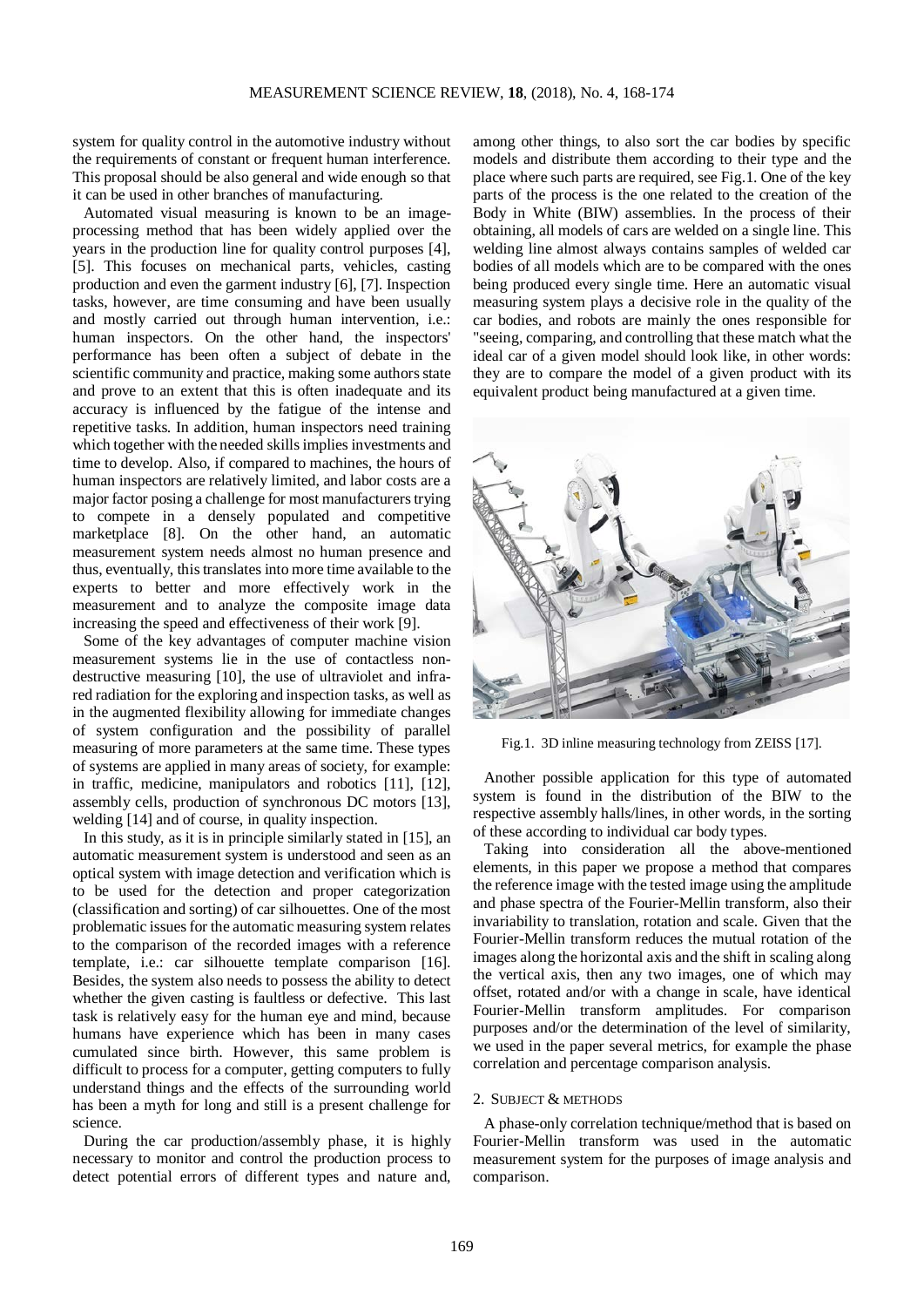system for quality control in the automotive industry without the requirements of constant or frequent human interference. This proposal should be also general and wide enough so that it can be used in other branches of manufacturing.

Automated visual measuring is known to be an image-processing method that has been widely applied over the years in the production line for quality control purposes [4], [5]. This focuses on mechanical parts, vehicles, casting production and even the garment industry [6], [7]. Inspection tasks, however, are time consuming and have been usually and mostly carried out through human intervention, i.e.: human inspectors. On the other hand, the inspectors' performance has been often a subject of debate in the scientific community and practice, making some authors state and prove to an extent that this is often inadequate and its accuracy is influenced by the fatigue of the intense and repetitive tasks. In addition, human inspectors need training which together with the needed skills implies investments and time to develop. Also, if compared to machines, the hours of human inspectors are relatively limited, and labor costs are a major factor posing a challenge for most manufacturers trying to compete in a densely populated and competitive marketplace [8]. On the other hand, an automatic measurement system needs almost no human presence and thus, eventually, this translates into more time available to the experts to better and more effectively work in the measurement and to analyze the composite image data increasing the speed and effectiveness of their work [9].

Some of the key advantages of computer machine vision measurement systems lie in the use of contactless non-destructive measuring [10], the use of ultraviolet and infra-red radiation for the exploring and inspection tasks, as well as in the augmented flexibility allowing for immediate changes of system configuration and the possibility of parallel measuring of more parameters at the same time. These types of systems are applied in many areas of society, for example: in traffic, medicine, manipulators and robotics [11], [12], assembly cells, production of synchronous DC motors [13], welding [14] and of course, in quality inspection.

In this study, as it is in principle similarly stated in [15], an automatic measurement system is understood and seen as an optical system with image detection and verification which is to be used for the detection and proper categorization (classification and sorting) of car silhouettes. One of the most problematic issues for the automatic measuring system relates to the comparison of the recorded images with a reference template, i.e.: car silhouette template comparison [16]. Besides, the system also needs to possess the ability to detect whether the given casting is faultless or defective. This last task is relatively easy for the human eye and mind, because humans have experience which has been in many cases cumulated since birth. However, this same problem is difficult to process for a computer, getting computers to fully understand things and the effects of the surrounding world has been a myth for long and still is a present challenge for science.

During the car production/assembly phase, it is highly necessary to monitor and control the production process to detect potential errors of different types and nature and, among other things, to also sort the car bodies by specific models and distribute them according to their type and the place where such parts are required, see Fig.1. One of the key parts of the process is the one related to the creation of the Body in White (BIW) assemblies. In the process of their obtaining, all models of cars are welded on a single line. This welding line almost always contains samples of welded car bodies of all models which are to be compared with the ones being produced every single time. Here an automatic visual measuring system plays a decisive role in the quality of the car bodies, and robots are mainly the ones responsible for "seeing, comparing, and controlling that these match what the ideal car of a given model should look like, in other words: they are to compare the model of a given product with its equivalent product being manufactured at a given time.

Fig.1. 3D inline measuring technology from ZEISS [17].

Another possible application for this type of automated system is found in the distribution of the BIW to the respective assembly halls/lines, in other words, in the sorting of these according to individual car body types.

Taking into consideration all the above-mentioned elements, in this paper we propose a method that compares the reference image with the tested image using the amplitude and phase spectra of the Fourier-Mellin transform, also their invariability to translation, rotation and scale. Given that the Fourier-Mellin transform reduces the mutual rotation of the images along the horizontal axis and the shift in scaling along the vertical axis, then any two images, one of which may offset, rotated and/or with a change in scale, have identical Fourier-Mellin transform amplitudes. For comparison purposes and/or the determination of the level of similarity, we used in the paper several metrics, for example the phase correlation and percentage comparison analysis.

## 2. SUBJECT & METHODS

A phase-only correlation technique/method that is based on Fourier-Mellin transform was used in the automatic measurement system for the purposes of image analysis and comparison.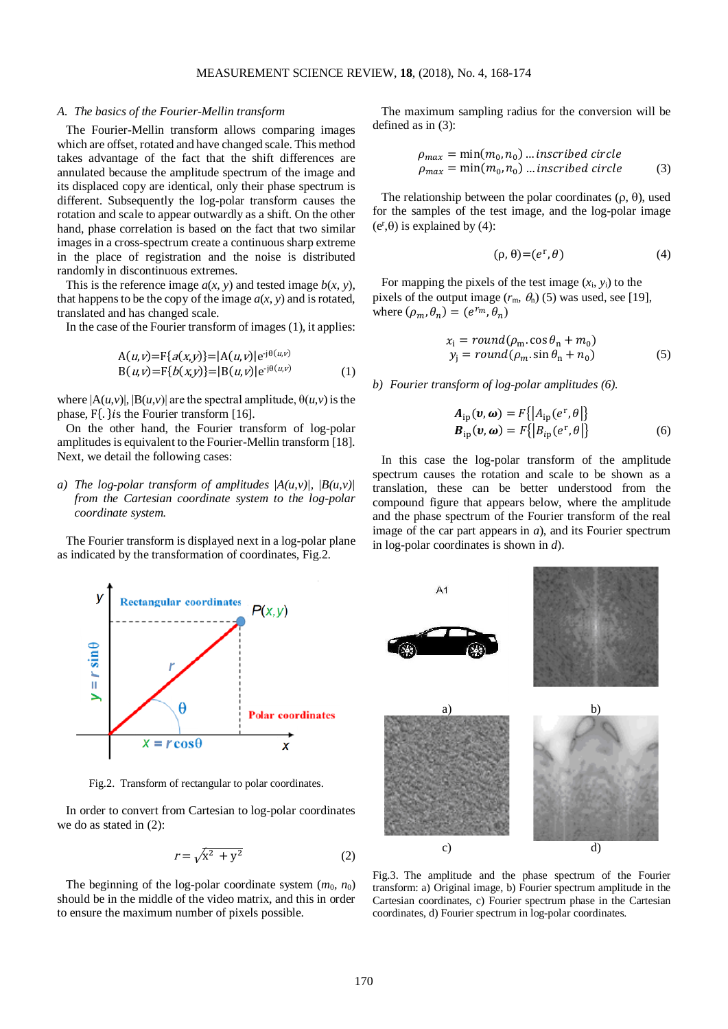### A. *The basics of the Fourier-Mellin transform*

The Fourier-Mellin transform allows comparing images which are offset, rotated and have changed scale. This method takes advantage of the fact that the shift differences are annulated because the amplitude spectrum of the image and its displaced copy are identical, only their phase spectrum is different. Subsequently the log-polar transform causes the rotation and scale to appear outwardly as a shift. On the other hand, phase correlation is based on the fact that two similar images in a cross-spectrum create a continuous sharp extreme in the place of registration and the noise is distributed randomly in discontinuous extremes.

This is the reference image $a(x, y)$ and tested image $b(x, y)$, that happens to be the copy of the image $a(x, y)$ and is rotated, translated and has changed scale.

In the case of the Fourier transform of images (1), it applies:

$$\begin{aligned} A(u,v) &= F\{a(x,y)\} = |A(u,v)|e^{-j\theta(u,v)} \\ B(u,v) &= F\{b(x,y)\} = |B(u,v)|e^{-j\theta(u,v)} \end{aligned} \quad (1)$$

where $|A(u,v)|$, $|B(u,v)|$ are the spectral amplitude, $\theta(u,v)$ is the phase, F{.}is the Fourier transform [16].

On the other hand, the Fourier transform of log-polar amplitudes is equivalent to the Fourier-Mellin transform [18]. Next, we detail the following cases:

a) *The log-polar transform of amplitudes $|A(u,v)|$, $|B(u,v)|$ from the Cartesian coordinate system to the log-polar coordinate system.*

The Fourier transform is displayed next in a log-polar plane as indicated by the transformation of coordinates, Fig.2.

Fig.2. Transform of rectangular to polar coordinates.

In order to convert from Cartesian to log-polar coordinates we do as stated in (2):

$$r = \sqrt{x^2 + y^2} \quad (2)$$

The beginning of the log-polar coordinate system $(m_0, n_0)$ should be in the middle of the video matrix, and this in order to ensure the maximum number of pixels possible.

The maximum sampling radius for the conversion will be defined as in (3):

$$\begin{aligned} \rho_{max} &= \min(m_0, n_0) \ldots inscribed\ circle \\ \rho_{max} &= \min(m_0, n_0) \ldots inscribed\ circle \end{aligned} \quad (3)$$

The relationship between the polar coordinates $(\rho, \theta)$, used for the samples of the test image, and the log-polar image $(e^r, \theta)$ is explained by (4):

$$(\rho, \theta) = (e^r, \theta) \quad (4)$$

For mapping the pixels of the test image $(x_i, y_i)$ to the pixels of the output image $(r_m, \theta_n)$ (5) was used, see [19], where $(\rho_m, \theta_n) = (e^{r_m}, \theta_n)$

$$\begin{aligned} x_i &= round(\rho_m . \cos\theta_n + m_0) \\ y_j &= round(\rho_m . \sin\theta_n + n_0) \end{aligned} \quad (5)$$

b) *Fourier transform of log-polar amplitudes (6).*

$$\begin{aligned} \boldsymbol{A}_{ip}(\boldsymbol{v}, \boldsymbol{\omega}) &= F\{|A_{ip}(e^r, \theta|\} \\ \boldsymbol{B}_{ip}(\boldsymbol{v}, \boldsymbol{\omega}) &= F\{|B_{ip}(e^r, \theta|\} \end{aligned} \quad (6)$$

In this case the log-polar transform of the amplitude spectrum causes the rotation and scale to be shown as a translation, these can be better understood from the compound figure that appears below, where the amplitude and the phase spectrum of the Fourier transform of the real image of the car part appears in *a*), and its Fourier spectrum in log-polar coordinates is shown in *d*).

Fig.3. The amplitude and the phase spectrum of the Fourier transform: a) Original image, b) Fourier spectrum amplitude in the Cartesian coordinates, c) Fourier spectrum phase in the Cartesian coordinates, d) Fourier spectrum in log-polar coordinates.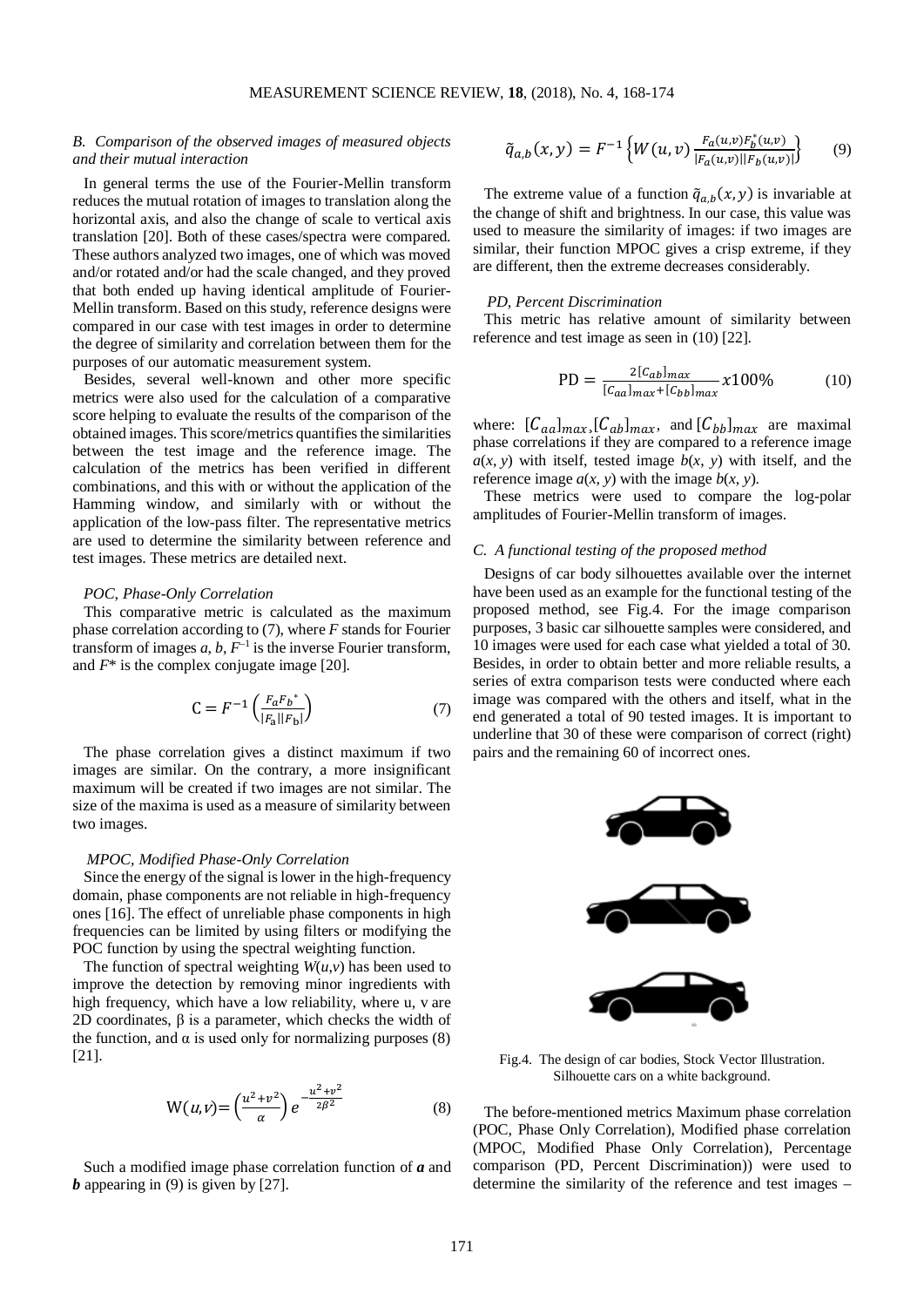### *B. Comparison of the observed images of measured objects and their mutual interaction*

In general terms the use of the Fourier-Mellin transform reduces the mutual rotation of images to translation along the horizontal axis, and also the change of scale to vertical axis translation [20]. Both of these cases/spectra were compared. These authors analyzed two images, one of which was moved and/or rotated and/or had the scale changed, and they proved that both ended up having identical amplitude of Fourier-Mellin transform. Based on this study, reference designs were compared in our case with test images in order to determine the degree of similarity and correlation between them for the purposes of our automatic measurement system.

Besides, several well-known and other more specific metrics were also used for the calculation of a comparative score helping to evaluate the results of the comparison of the obtained images. This score/metrics quantifies the similarities between the test image and the reference image. The calculation of the metrics has been verified in different combinations, and this with or without the application of the Hamming window, and similarly with or without the application of the low-pass filter. The representative metrics are used to determine the similarity between reference and test images. These metrics are detailed next.

*POC, Phase-Only Correlation*

This comparative metric is calculated as the maximum phase correlation according to (7), where $F$ stands for Fourier transform of images $a$, $b$, $F^{-1}$ is the inverse Fourier transform, and $F^*$ is the complex conjugate image [20].

$$\mathrm{C} = F^{-1}\left(\frac{F_a F_b{}^*}{|F_a||F_b|}\right) \tag{7}$$

The phase correlation gives a distinct maximum if two images are similar. On the contrary, a more insignificant maximum will be created if two images are not similar. The size of the maxima is used as a measure of similarity between two images.

*MPOC, Modified Phase-Only Correlation*

Since the energy of the signal is lower in the high-frequency domain, phase components are not reliable in high-frequency ones [16]. The effect of unreliable phase components in high frequencies can be limited by using filters or modifying the POC function by using the spectral weighting function.

The function of spectral weighting $W(u,v)$ has been used to improve the detection by removing minor ingredients with high frequency, which have a low reliability, where u, v are 2D coordinates, β is a parameter, which checks the width of the function, and α is used only for normalizing purposes (8) [21].

$$\mathrm{W}(u,v) = \left(\frac{u^2+v^2}{\alpha}\right) e^{-\frac{u^2+v^2}{2\beta^2}} \tag{8}$$

Such a modified image phase correlation function of ***a*** and ***b*** appearing in (9) is given by [27].

$$\tilde{q}_{a,b}(x,y) = F^{-1}\left\{W(u,v)\,\frac{F_a(u,v)F_b^*(u,v)}{|F_a(u,v)||F_b(u,v)|}\right\} \tag{9}$$

The extreme value of a function $\tilde{q}_{a,b}(x,y)$ is invariable at the change of shift and brightness. In our case, this value was used to measure the similarity of images: if two images are similar, their function MPOC gives a crisp extreme, if they are different, then the extreme decreases considerably.

*PD, Percent Discrimination*

This metric has relative amount of similarity between reference and test image as seen in (10) [22].

$$\mathrm{PD} = \frac{2[C_{ab}]_{max}}{[C_{aa}]_{max}+[C_{bb}]_{max}}x100\% \tag{10}$$

where: $[C_{aa}]_{max}$, $[C_{ab}]_{max}$, and $[C_{bb}]_{max}$ are maximal phase correlations if they are compared to a reference image $a(x, y)$ with itself, tested image $b(x, y)$ with itself, and the reference image $a(x, y)$ with the image $b(x, y)$.

These metrics were used to compare the log-polar amplitudes of Fourier-Mellin transform of images.

### *C. A functional testing of the proposed method*

Designs of car body silhouettes available over the internet have been used as an example for the functional testing of the proposed method, see Fig.4. For the image comparison purposes, 3 basic car silhouette samples were considered, and 10 images were used for each case what yielded a total of 30. Besides, in order to obtain better and more reliable results, a series of extra comparison tests were conducted where each image was compared with the others and itself, what in the end generated a total of 90 tested images. It is important to underline that 30 of these were comparison of correct (right) pairs and the remaining 60 of incorrect ones.

Fig.4. The design of car bodies, Stock Vector Illustration. Silhouette cars on a white background.

The before-mentioned metrics Maximum phase correlation (POC, Phase Only Correlation), Modified phase correlation (MPOC, Modified Phase Only Correlation), Percentage comparison (PD, Percent Discrimination)) were used to determine the similarity of the reference and test images –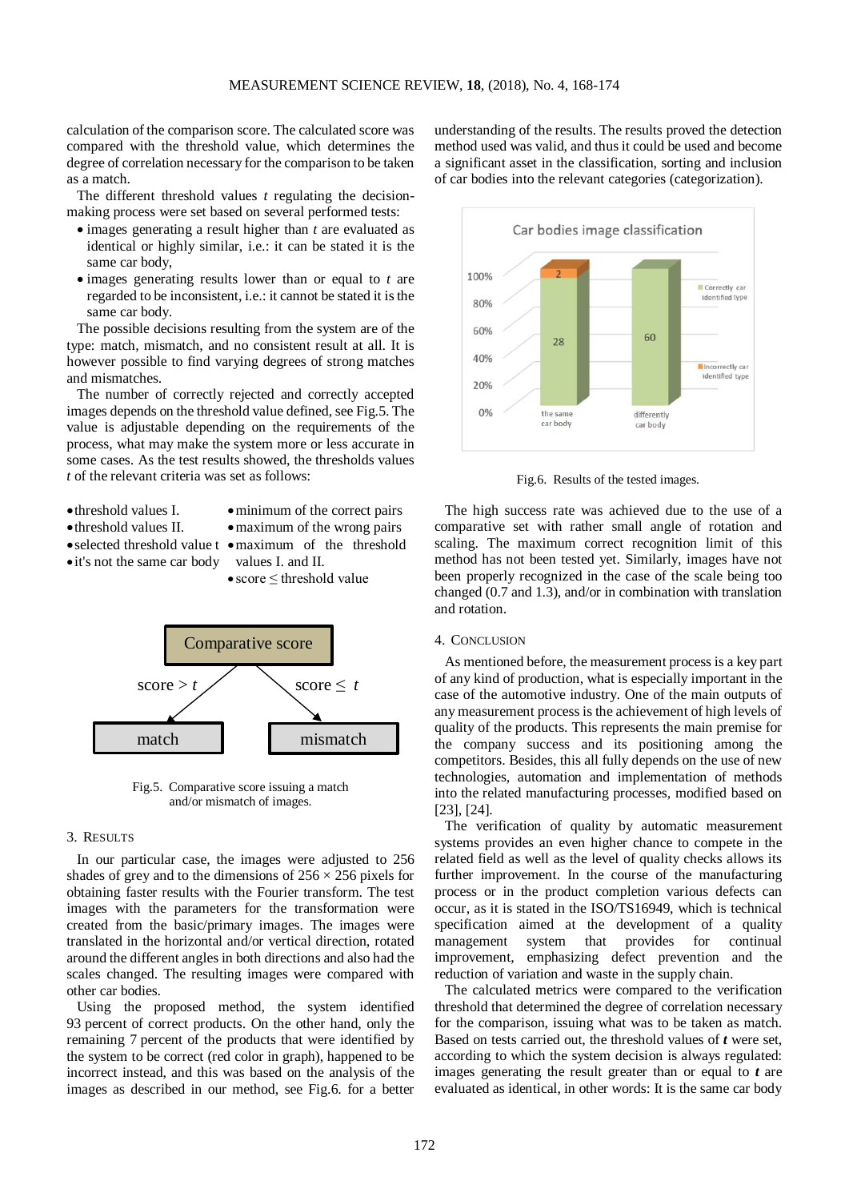calculation of the comparison score. The calculated score was compared with the threshold value, which determines the degree of correlation necessary for the comparison to be taken as a match.

The different threshold values $t$ regulating the decision-making process were set based on several performed tests:

- images generating a result higher than $t$ are evaluated as identical or highly similar, i.e.: it can be stated it is the same car body,
- images generating results lower than or equal to $t$ are regarded to be inconsistent, i.e.: it cannot be stated it is the same car body.

The possible decisions resulting from the system are of the type: match, mismatch, and no consistent result at all. It is however possible to find varying degrees of strong matches and mismatches.

The number of correctly rejected and correctly accepted images depends on the threshold value defined, see Fig.5. The value is adjustable depending on the requirements of the process, what may make the system more or less accurate in some cases. As the test results showed, the thresholds values $t$ of the relevant criteria was set as follows:

- threshold values I. — minimum of the correct pairs
- threshold values II. — maximum of the wrong pairs
- selected threshold value t — maximum of the threshold values I. and II.
- it's not the same car body — score ≤ threshold value

Fig.5. Comparative score issuing a match and/or mismatch of images.

## 3. Results

In our particular case, the images were adjusted to 256 shades of grey and to the dimensions of 256 × 256 pixels for obtaining faster results with the Fourier transform. The test images with the parameters for the transformation were created from the basic/primary images. The images were translated in the horizontal and/or vertical direction, rotated around the different angles in both directions and also had the scales changed. The resulting images were compared with other car bodies.

Using the proposed method, the system identified 93 percent of correct products. On the other hand, only the remaining 7 percent of the products that were identified by the system to be correct (red color in graph), happened to be incorrect instead, and this was based on the analysis of the images as described in our method, see Fig.6. for a better understanding of the results. The results proved the detection method used was valid, and thus it could be used and become a significant asset in the classification, sorting and inclusion of car bodies into the relevant categories (categorization).

Fig.6. Results of the tested images.

The high success rate was achieved due to the use of a comparative set with rather small angle of rotation and scaling. The maximum correct recognition limit of this method has not been tested yet. Similarly, images have not been properly recognized in the case of the scale being too changed (0.7 and 1.3), and/or in combination with translation and rotation.

## 4. Conclusion

As mentioned before, the measurement process is a key part of any kind of production, what is especially important in the case of the automotive industry. One of the main outputs of any measurement process is the achievement of high levels of quality of the products. This represents the main premise for the company success and its positioning among the competitors. Besides, this all fully depends on the use of new technologies, automation and implementation of methods into the related manufacturing processes, modified based on [23], [24].

The verification of quality by automatic measurement systems provides an even higher chance to compete in the related field as well as the level of quality checks allows its further improvement. In the course of the manufacturing process or in the product completion various defects can occur, as it is stated in the ISO/TS16949, which is technical specification aimed at the development of a quality management system that provides for continual improvement, emphasizing defect prevention and the reduction of variation and waste in the supply chain.

The calculated metrics were compared to the verification threshold that determined the degree of correlation necessary for the comparison, issuing what was to be taken as match. Based on tests carried out, the threshold values of ***t*** were set, according to which the system decision is always regulated: images generating the result greater than or equal to ***t*** are evaluated as identical, in other words: It is the same car body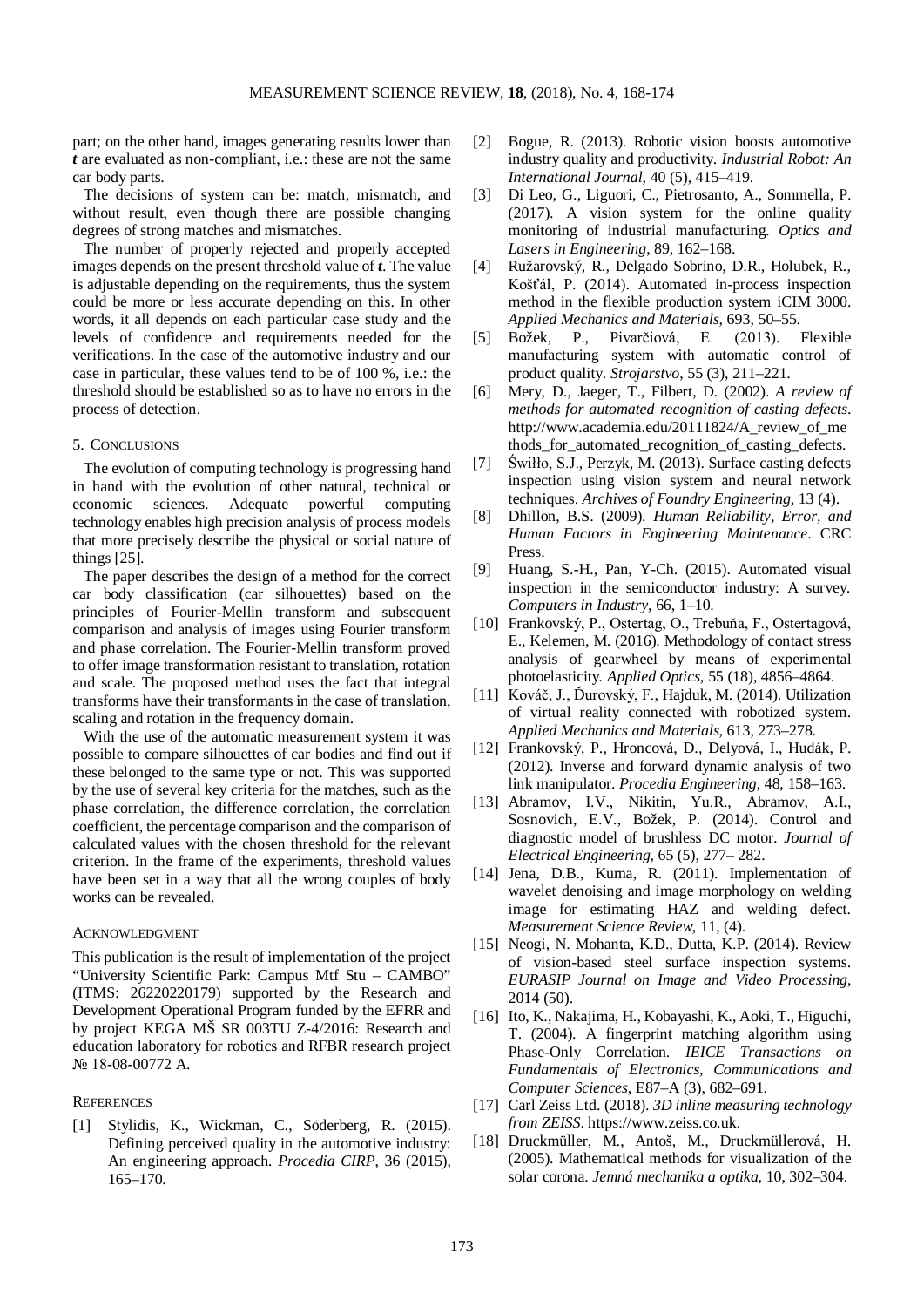part; on the other hand, images generating results lower than ***t*** are evaluated as non-compliant, i.e.: these are not the same car body parts.

The decisions of system can be: match, mismatch, and without result, even though there are possible changing degrees of strong matches and mismatches.

The number of properly rejected and properly accepted images depends on the present threshold value of ***t***. The value is adjustable depending on the requirements, thus the system could be more or less accurate depending on this. In other words, it all depends on each particular case study and the levels of confidence and requirements needed for the verifications. In the case of the automotive industry and our case in particular, these values tend to be of 100 %, i.e.: the threshold should be established so as to have no errors in the process of detection.

## 5. Conclusions

The evolution of computing technology is progressing hand in hand with the evolution of other natural, technical or economic sciences. Adequate powerful computing technology enables high precision analysis of process models that more precisely describe the physical or social nature of things [25].

The paper describes the design of a method for the correct car body classification (car silhouettes) based on the principles of Fourier-Mellin transform and subsequent comparison and analysis of images using Fourier transform and phase correlation. The Fourier-Mellin transform proved to offer image transformation resistant to translation, rotation and scale. The proposed method uses the fact that integral transforms have their transformants in the case of translation, scaling and rotation in the frequency domain.

With the use of the automatic measurement system it was possible to compare silhouettes of car bodies and find out if these belonged to the same type or not. This was supported by the use of several key criteria for the matches, such as the phase correlation, the difference correlation, the correlation coefficient, the percentage comparison and the comparison of calculated values with the chosen threshold for the relevant criterion. In the frame of the experiments, threshold values have been set in a way that all the wrong couples of body works can be revealed.

## Acknowledgment

This publication is the result of implementation of the project "University Scientific Park: Campus Mtf Stu – CAMBO" (ITMS: 26220220179) supported by the Research and Development Operational Program funded by the EFRR and by project KEGA MŠ SR 003TU Z-4/2016: Research and education laboratory for robotics and RFBR research project № 18-08-00772 A.

## References

[1] Stylidis, K., Wickman, C., Söderberg, R. (2015). Defining perceived quality in the automotive industry: An engineering approach. *Procedia CIRP*, 36 (2015), 165–170.

[2] Bogue, R. (2013). Robotic vision boosts automotive industry quality and productivity. *Industrial Robot: An International Journal*, 40 (5), 415–419.

[3] Di Leo, G., Liguori, C., Pietrosanto, A., Sommella, P. (2017). A vision system for the online quality monitoring of industrial manufacturing. *Optics and Lasers in Engineering*, 89, 162–168.

[4] Ružarovský, R., Delgado Sobrino, D.R., Holubek, R., Košťál, P. (2014). Automated in-process inspection method in the flexible production system iCIM 3000. *Applied Mechanics and Materials*, 693, 50–55.

[5] Božek, P., Pivarčiová, E. (2013). Flexible manufacturing system with automatic control of product quality. *Strojarstvo*, 55 (3), 211–221.

[6] Mery, D., Jaeger, T., Filbert, D. (2002). *A review of methods for automated recognition of casting defects*. http://www.academia.edu/20111824/A_review_of_methods_for_automated_recognition_of_casting_defects.

[7] Świłło, S.J., Perzyk, M. (2013). Surface casting defects inspection using vision system and neural network techniques. *Archives of Foundry Engineering*, 13 (4).

[8] Dhillon, B.S. (2009). *Human Reliability, Error, and Human Factors in Engineering Maintenance*. CRC Press.

[9] Huang, S.-H., Pan, Y-Ch. (2015). Automated visual inspection in the semiconductor industry: A survey. *Computers in Industry*, 66, 1–10.

[10] Frankovský, P., Ostertag, O., Trebuňa, F., Ostertagová, E., Kelemen, M. (2016). Methodology of contact stress analysis of gearwheel by means of experimental photoelasticity. *Applied Optics*, 55 (18), 4856–4864.

[11] Kováč, J., Ďurovský, F., Hajduk, M. (2014). Utilization of virtual reality connected with robotized system. *Applied Mechanics and Materials*, 613, 273–278.

[12] Frankovský, P., Hroncová, D., Delyová, I., Hudák, P. (2012). Inverse and forward dynamic analysis of two link manipulator. *Procedia Engineering*, 48, 158–163.

[13] Abramov, I.V., Nikitin, Yu.R., Abramov, A.I., Sosnovich, E.V., Božek, P. (2014). Control and diagnostic model of brushless DC motor. *Journal of Electrical Engineering*, 65 (5), 277– 282.

[14] Jena, D.B., Kuma, R. (2011). Implementation of wavelet denoising and image morphology on welding image for estimating HAZ and welding defect. *Measurement Science Review*, 11, (4).

[15] Neogi, N. Mohanta, K.D., Dutta, K.P. (2014). Review of vision-based steel surface inspection systems. *EURASIP Journal on Image and Video Processing*, 2014 (50).

[16] Ito, K., Nakajima, H., Kobayashi, K., Aoki, T., Higuchi, T. (2004). A fingerprint matching algorithm using Phase-Only Correlation. *IEICE Transactions on Fundamentals of Electronics, Communications and Computer Sciences*, E87–A (3), 682–691.

[17] Carl Zeiss Ltd. (2018). *3D inline measuring technology from ZEISS*. https://www.zeiss.co.uk.

[18] Druckmüller, M., Antoš, M., Druckmüllerová, H. (2005). Mathematical methods for visualization of the solar corona. *Jemná mechanika a optika*, 10, 302–304.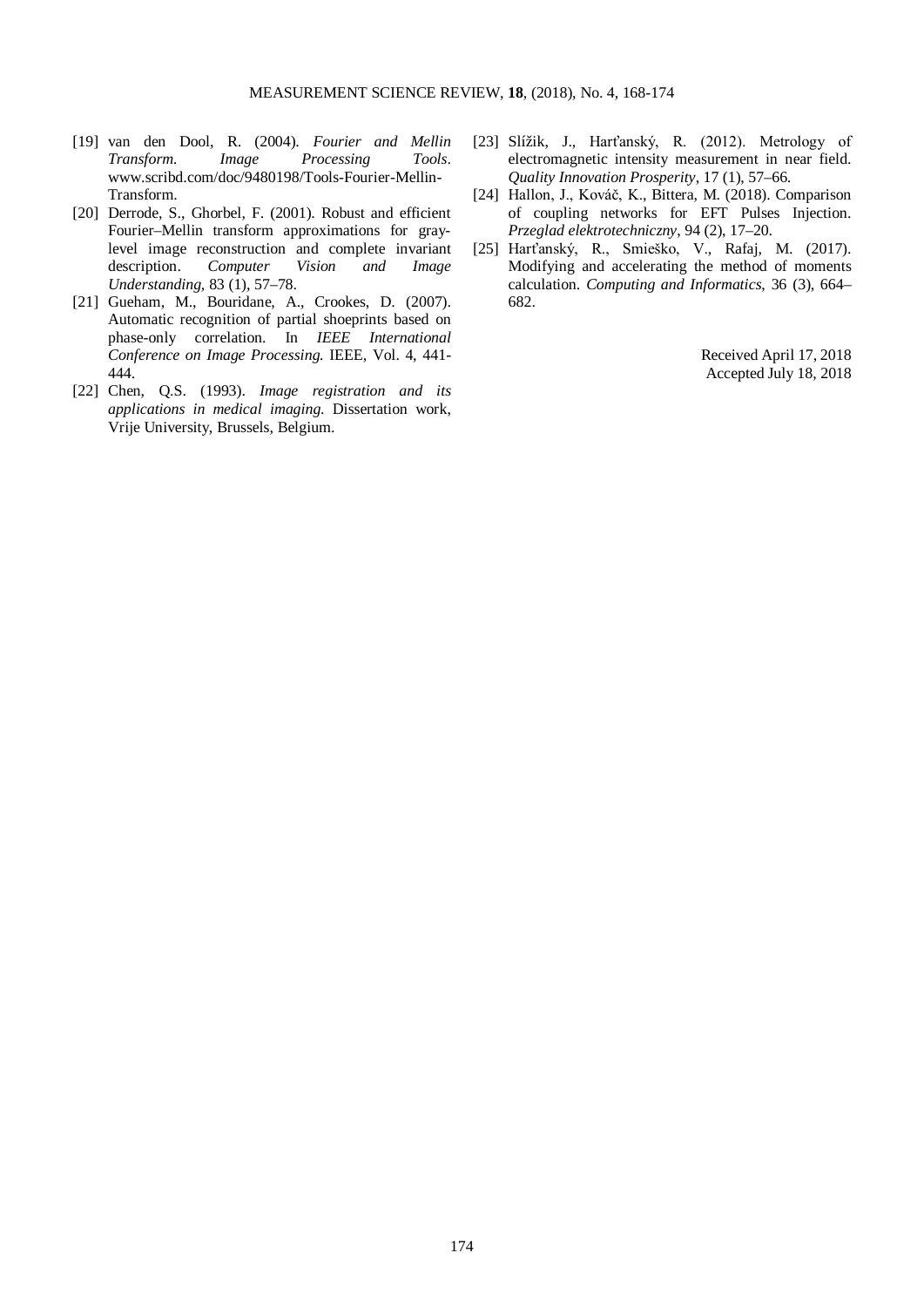[19] van den Dool, R. (2004). *Fourier and Mellin Transform. Image Processing Tools*. www.scribd.com/doc/9480198/Tools-Fourier-Mellin-Transform.

[20] Derrode, S., Ghorbel, F. (2001). Robust and efficient Fourier–Mellin transform approximations for gray-level image reconstruction and complete invariant description. *Computer Vision and Image Understanding,* 83 (1), 57–78.

[21] Gueham, M., Bouridane, A., Crookes, D. (2007). Automatic recognition of partial shoeprints based on phase-only correlation. In *IEEE International Conference on Image Processing.* IEEE, Vol. 4, 441-444.

[22] Chen, Q.S. (1993). *Image registration and its applications in medical imaging.* Dissertation work, Vrije University, Brussels, Belgium.

[23] Slížik, J., Harťanský, R. (2012). Metrology of electromagnetic intensity measurement in near field. *Quality Innovation Prosperity*, 17 (1), 57–66.

[24] Hallon, J., Kováč, K., Bittera, M. (2018). Comparison of coupling networks for EFT Pulses Injection. *Przeglad elektrotechniczny*, 94 (2), 17–20.

[25] Harťanský, R., Smieško, V., Rafaj, M. (2017). Modifying and accelerating the method of moments calculation. *Computing and Informatics*, 36 (3), 664–682.

Received April 17, 2018
Accepted July 18, 2018